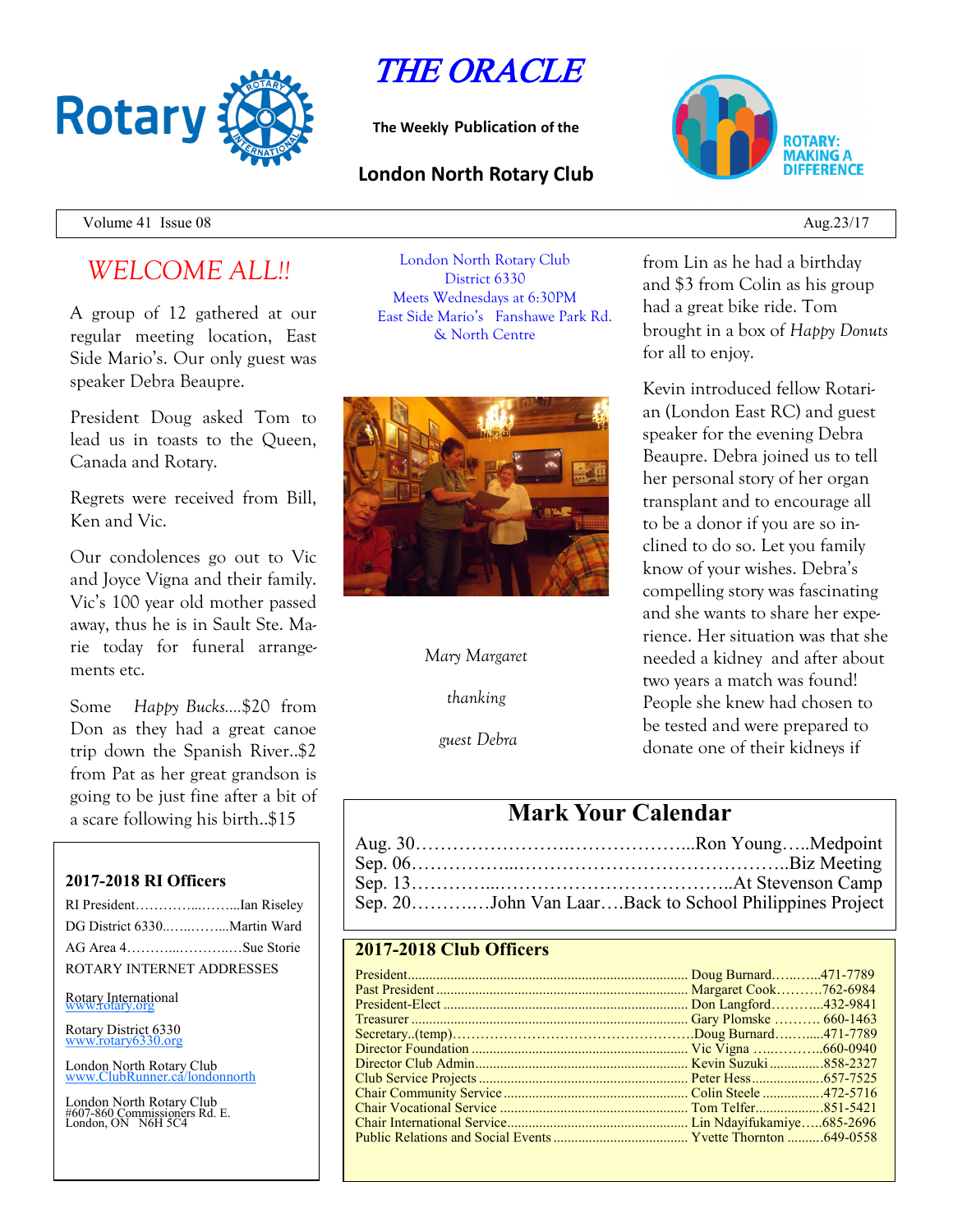# THE ORACLE

The Weekly Publication of the

**London North Rotary Club**

ROTARY: MAKING A DIFFERENCE

Volume 41 Issue 08 — Aug.23/17

## *WELCOME ALL!!*

A group of 12 gathered at our regular meeting location, East Side Mario's. Our only guest was speaker Debra Beaupre.

President Doug asked Tom to lead us in toasts to the Queen, Canada and Rotary.

Regrets were received from Bill, Ken and Vic.

Our condolences go out to Vic and Joyce Vigna and their family. Vic's 100 year old mother passed away, thus he is in Sault Ste. Marie today for funeral arrangements etc.

Some *Happy Bucks*....$20 from Don as they had a great canoe trip down the Spanish River..$2 from Pat as her great grandson is going to be just fine after a bit of a scare following his birth..$15 from Lin as he had a birthday and $3 from Colin as his group had a great bike ride. Tom brought in a box of *Happy Donuts* for all to enjoy.

Kevin introduced fellow Rotarian (London East RC) and guest speaker for the evening Debra Beaupre. Debra joined us to tell her personal story of her organ transplant and to encourage all to be a donor if you are so inclined to do so. Let you family know of your wishes. Debra's compelling story was fascinating and she wants to share her experience. Her situation was that she needed a kidney and after about two years a match was found! People she knew had chosen to be tested and were prepared to donate one of their kidneys if

London North Rotary Club
District 6330
Meets Wednesdays at 6:30PM
East Side Mario's Fanshawe Park Rd. & North Centre

*Mary Margaret thanking guest Debra*

## Mark Your Calendar

Aug. 30……………………………………...Ron Young…..Medpoint
Sep. 06……………………………………………..Biz Meeting
Sep. 13……………………………………...At Stevenson Camp
Sep. 20…………John Van Laar….Back to School Philippines Project

### 2017-2018 RI Officers

RI President……………….Ian Riseley
DG District 6330…………Martin Ward
AG Area 4………………….Sue Storie

ROTARY INTERNET ADDRESSES

Rotary International
www.rotary.org

Rotary District 6330
www.rotary6330.org

London North Rotary Club
www.ClubRunner.ca/londonnorth

London North Rotary Club
#607-860 Commissioners Rd. E.
London, ON N6H 5C4

### 2017-2018 Club Officers

| Position | Name | Phone |
|---|---|---|
| President | Doug Burnard | 471-7789 |
| Past President | Margaret Cook | 762-6984 |
| President-Elect | Don Langford | 432-9841 |
| Treasurer | Gary Plomske | 660-1463 |
| Secretary..(temp) | Doug Burnard | 471-7789 |
| Director Foundation | Vic Vigna | 660-0940 |
| Director Club Admin | Kevin Suzuki | 858-2327 |
| Club Service Projects | Peter Hess | 657-7525 |
| Chair Community Service | Colin Steele | 472-5716 |
| Chair Vocational Service | Tom Telfer | 851-5421 |
| Chair International Service | Lin Ndayifukamiye | 685-2696 |
| Public Relations and Social Events | Yvette Thornton | 649-0558 |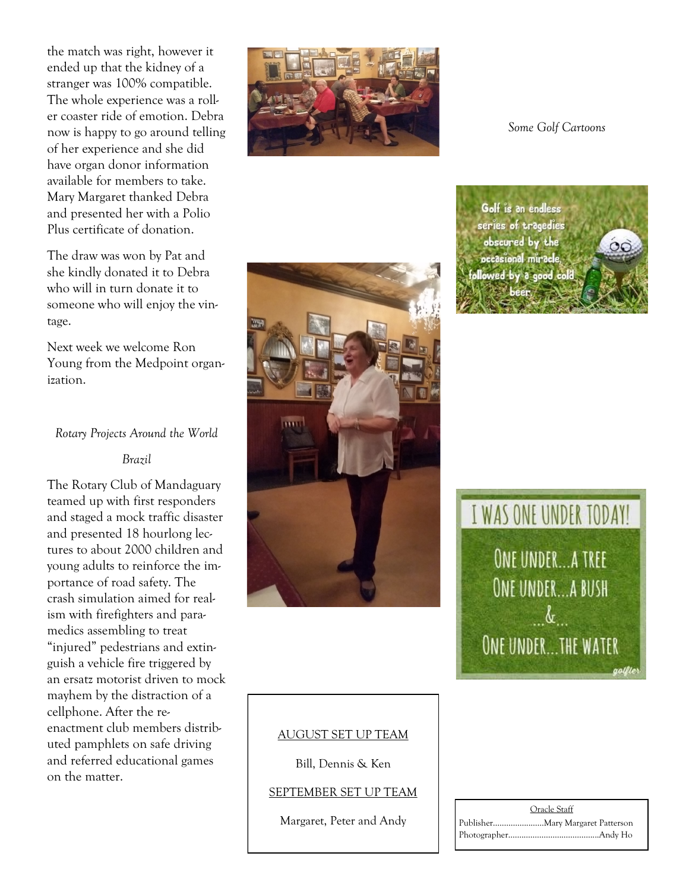the match was right, however it ended up that the kidney of a stranger was 100% compatible. The whole experience was a roller coaster ride of emotion. Debra now is happy to go around telling of her experience and she did have organ donor information available for members to take. Mary Margaret thanked Debra and presented her with a Polio Plus certificate of donation.

The draw was won by Pat and she kindly donated it to Debra who will in turn donate it to someone who will enjoy the vintage.

Next week we welcome Ron Young from the Medpoint organization.

*Rotary Projects Around the World*

*Brazil*

The Rotary Club of Mandaguary teamed up with first responders and staged a mock traffic disaster and presented 18 hourlong lectures to about 2000 children and young adults to reinforce the importance of road safety. The crash simulation aimed for realism with firefighters and paramedics assembling to treat "injured" pedestrians and extinguish a vehicle fire triggered by an ersatz motorist driven to mock mayhem by the distraction of a cellphone. After the reenactment club members distributed pamphlets on safe driving and referred educational games on the matter.

<u>AUGUST SET UP TEAM</u>

Bill, Dennis & Ken

<u>SEPTEMBER SET UP TEAM</u>

Margaret, Peter and Andy

*Some Golf Cartoons*

Golf is an endless series of tragedies obscured by the occasional miracle, followed by a good cold beer.

I WAS ONE UNDER TODAY!
ONE UNDER...A TREE
ONE UNDER...A BUSH
...&...
ONE UNDER...THE WATER

<u>Oracle Staff</u>

Publisher.......................Mary Margaret Patterson
Photographer.........................................Andy Ho